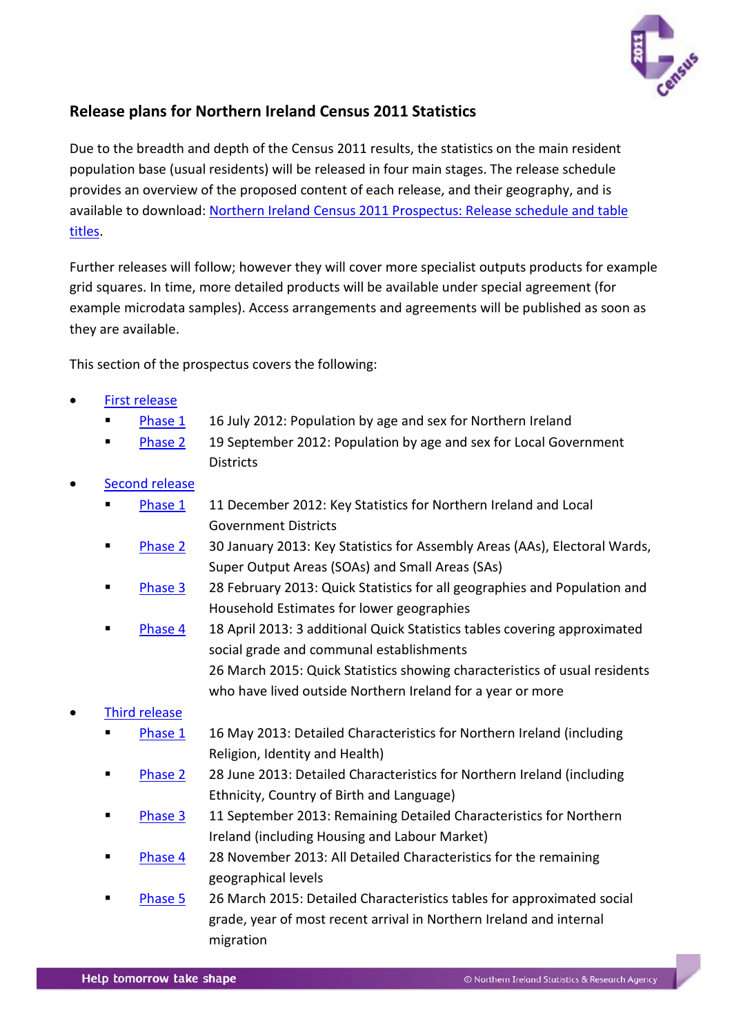## Release plans for Northern Ireland Census 2011 Statistics

Due to the breadth and depth of the Census 2011 results, the statistics on the main resident population base (usual residents) will be released in four main stages. The release schedule provides an overview of the proposed content of each release, and their geography, and is available to download: Northern Ireland Census 2011 Prospectus: Release schedule and table titles.

Further releases will follow; however they will cover more specialist outputs products for example grid squares. In time, more detailed products will be available under special agreement (for example microdata samples). Access arrangements and agreements will be published as soon as they are available.

This section of the prospectus covers the following:

- First release
  - Phase 1 — 16 July 2012: Population by age and sex for Northern Ireland
  - Phase 2 — 19 September 2012: Population by age and sex for Local Government Districts
- Second release
  - Phase 1 — 11 December 2012: Key Statistics for Northern Ireland and Local Government Districts
  - Phase 2 — 30 January 2013: Key Statistics for Assembly Areas (AAs), Electoral Wards, Super Output Areas (SOAs) and Small Areas (SAs)
  - Phase 3 — 28 February 2013: Quick Statistics for all geographies and Population and Household Estimates for lower geographies
  - Phase 4 — 18 April 2013: 3 additional Quick Statistics tables covering approximated social grade and communal establishments
    26 March 2015: Quick Statistics showing characteristics of usual residents who have lived outside Northern Ireland for a year or more
- Third release
  - Phase 1 — 16 May 2013: Detailed Characteristics for Northern Ireland (including Religion, Identity and Health)
  - Phase 2 — 28 June 2013: Detailed Characteristics for Northern Ireland (including Ethnicity, Country of Birth and Language)
  - Phase 3 — 11 September 2013: Remaining Detailed Characteristics for Northern Ireland (including Housing and Labour Market)
  - Phase 4 — 28 November 2013: All Detailed Characteristics for the remaining geographical levels
  - Phase 5 — 26 March 2015: Detailed Characteristics tables for approximated social grade, year of most recent arrival in Northern Ireland and internal migration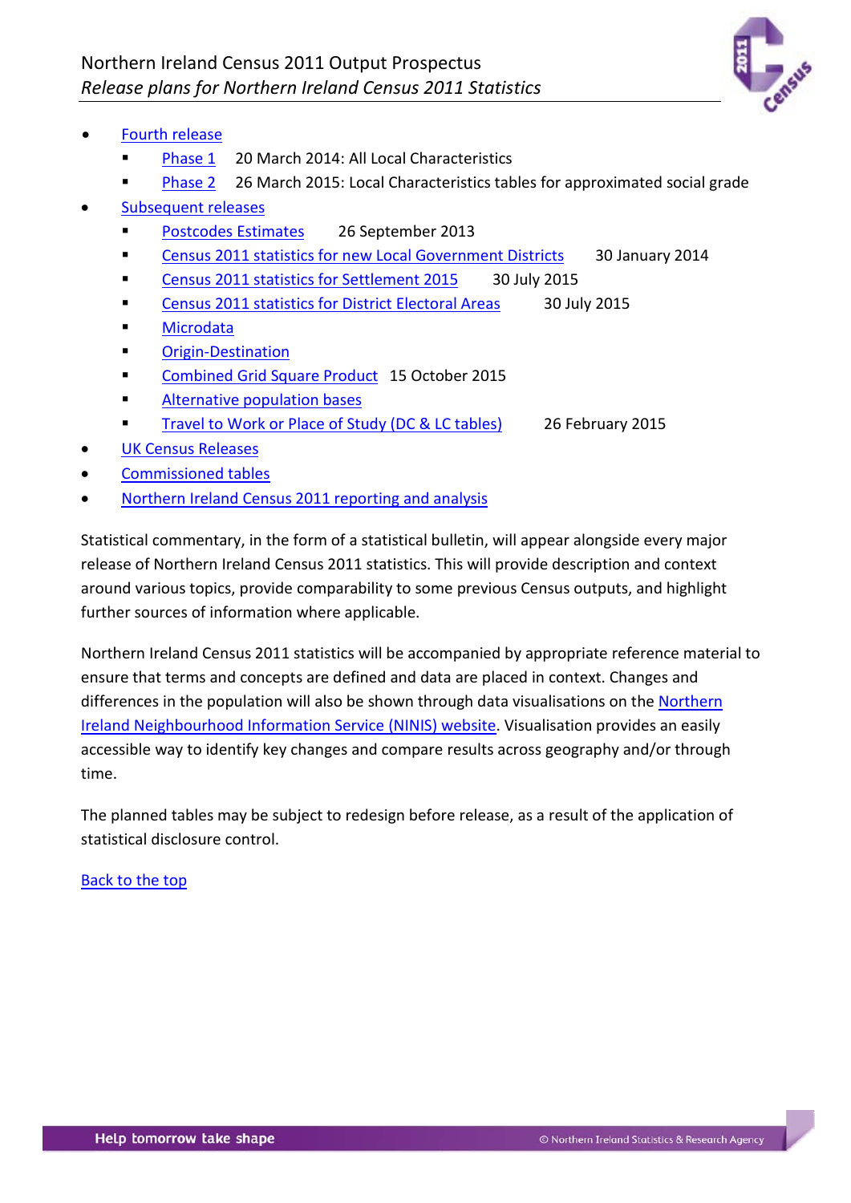- Fourth release
  - Phase 1 20 March 2014: All Local Characteristics
  - Phase 2 26 March 2015: Local Characteristics tables for approximated social grade
- Subsequent releases
  - Postcodes Estimates 26 September 2013
  - Census 2011 statistics for new Local Government Districts 30 January 2014
  - Census 2011 statistics for Settlement 2015 30 July 2015
  - Census 2011 statistics for District Electoral Areas 30 July 2015
  - Microdata
  - Origin-Destination
  - Combined Grid Square Product 15 October 2015
  - Alternative population bases
  - Travel to Work or Place of Study (DC & LC tables) 26 February 2015
- UK Census Releases
- Commissioned tables
- Northern Ireland Census 2011 reporting and analysis

Statistical commentary, in the form of a statistical bulletin, will appear alongside every major release of Northern Ireland Census 2011 statistics. This will provide description and context around various topics, provide comparability to some previous Census outputs, and highlight further sources of information where applicable.

Northern Ireland Census 2011 statistics will be accompanied by appropriate reference material to ensure that terms and concepts are defined and data are placed in context. Changes and differences in the population will also be shown through data visualisations on the Northern Ireland Neighbourhood Information Service (NINIS) website. Visualisation provides an easily accessible way to identify key changes and compare results across geography and/or through time.

The planned tables may be subject to redesign before release, as a result of the application of statistical disclosure control.

Back to the top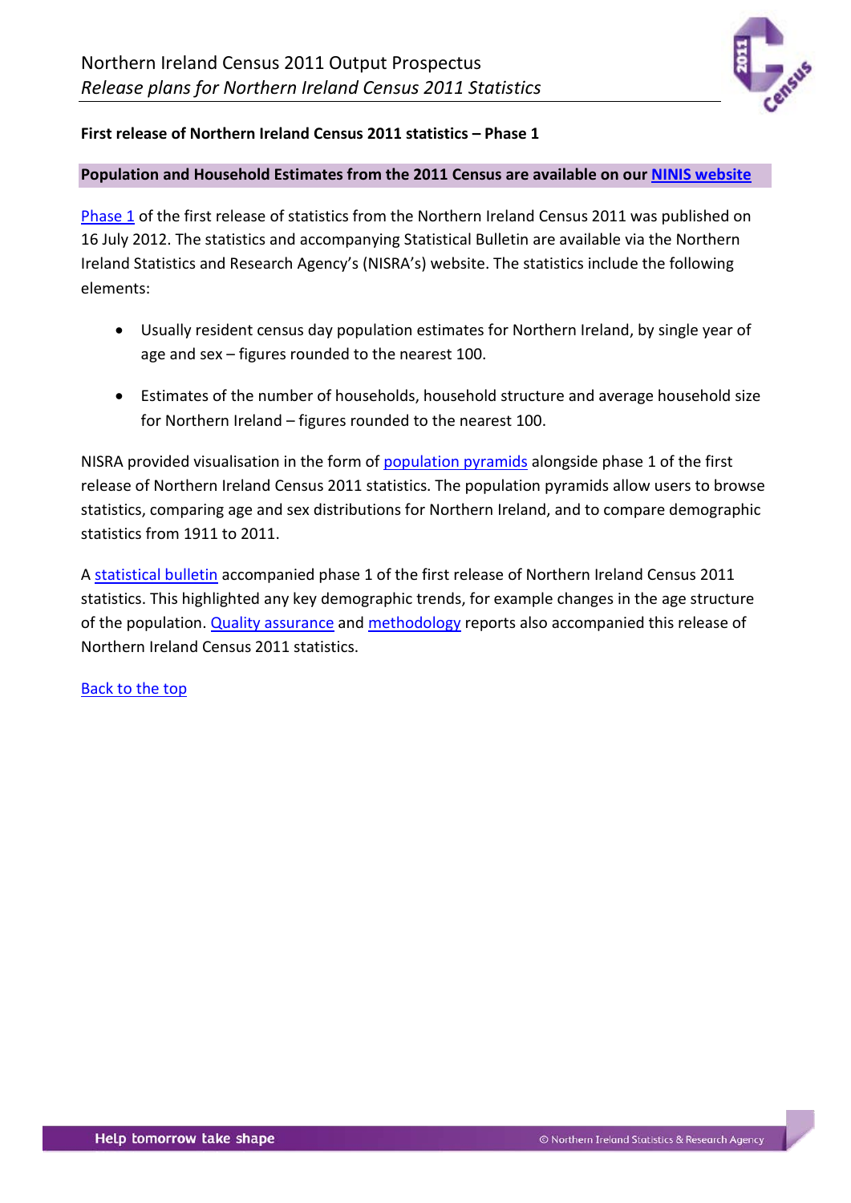**First release of Northern Ireland Census 2011 statistics – Phase 1**

**Population and Household Estimates from the 2011 Census are available on our NINIS website**

Phase 1 of the first release of statistics from the Northern Ireland Census 2011 was published on 16 July 2012. The statistics and accompanying Statistical Bulletin are available via the Northern Ireland Statistics and Research Agency's (NISRA's) website. The statistics include the following elements:

- Usually resident census day population estimates for Northern Ireland, by single year of age and sex – figures rounded to the nearest 100.
- Estimates of the number of households, household structure and average household size for Northern Ireland – figures rounded to the nearest 100.

NISRA provided visualisation in the form of population pyramids alongside phase 1 of the first release of Northern Ireland Census 2011 statistics. The population pyramids allow users to browse statistics, comparing age and sex distributions for Northern Ireland, and to compare demographic statistics from 1911 to 2011.

A statistical bulletin accompanied phase 1 of the first release of Northern Ireland Census 2011 statistics. This highlighted any key demographic trends, for example changes in the age structure of the population. Quality assurance and methodology reports also accompanied this release of Northern Ireland Census 2011 statistics.

Back to the top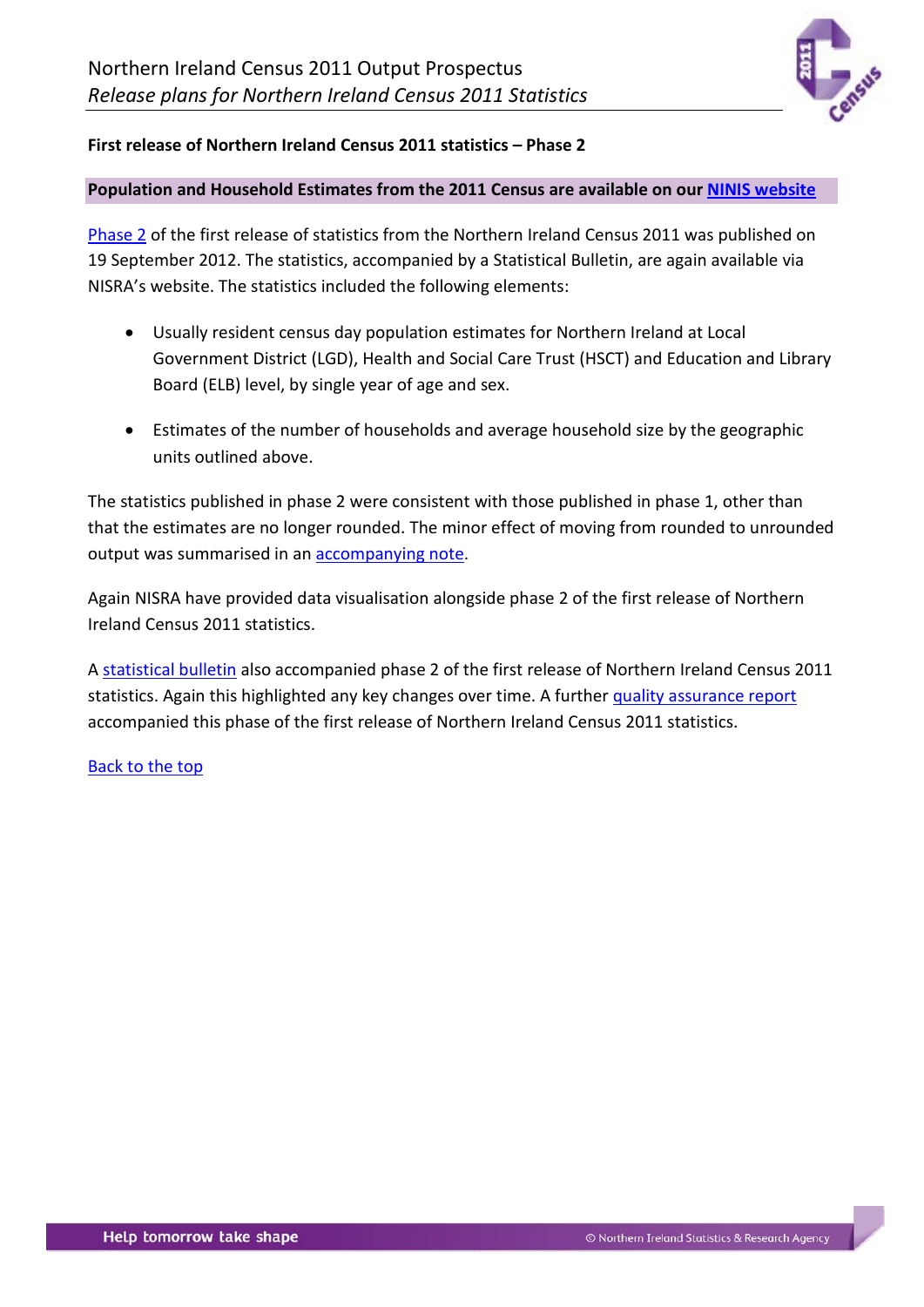**First release of Northern Ireland Census 2011 statistics – Phase 2**

**Population and Household Estimates from the 2011 Census are available on our NINIS website**

Phase 2 of the first release of statistics from the Northern Ireland Census 2011 was published on 19 September 2012. The statistics, accompanied by a Statistical Bulletin, are again available via NISRA's website. The statistics included the following elements:

- Usually resident census day population estimates for Northern Ireland at Local Government District (LGD), Health and Social Care Trust (HSCT) and Education and Library Board (ELB) level, by single year of age and sex.
- Estimates of the number of households and average household size by the geographic units outlined above.

The statistics published in phase 2 were consistent with those published in phase 1, other than that the estimates are no longer rounded. The minor effect of moving from rounded to unrounded output was summarised in an accompanying note.

Again NISRA have provided data visualisation alongside phase 2 of the first release of Northern Ireland Census 2011 statistics.

A statistical bulletin also accompanied phase 2 of the first release of Northern Ireland Census 2011 statistics. Again this highlighted any key changes over time. A further quality assurance report accompanied this phase of the first release of Northern Ireland Census 2011 statistics.

Back to the top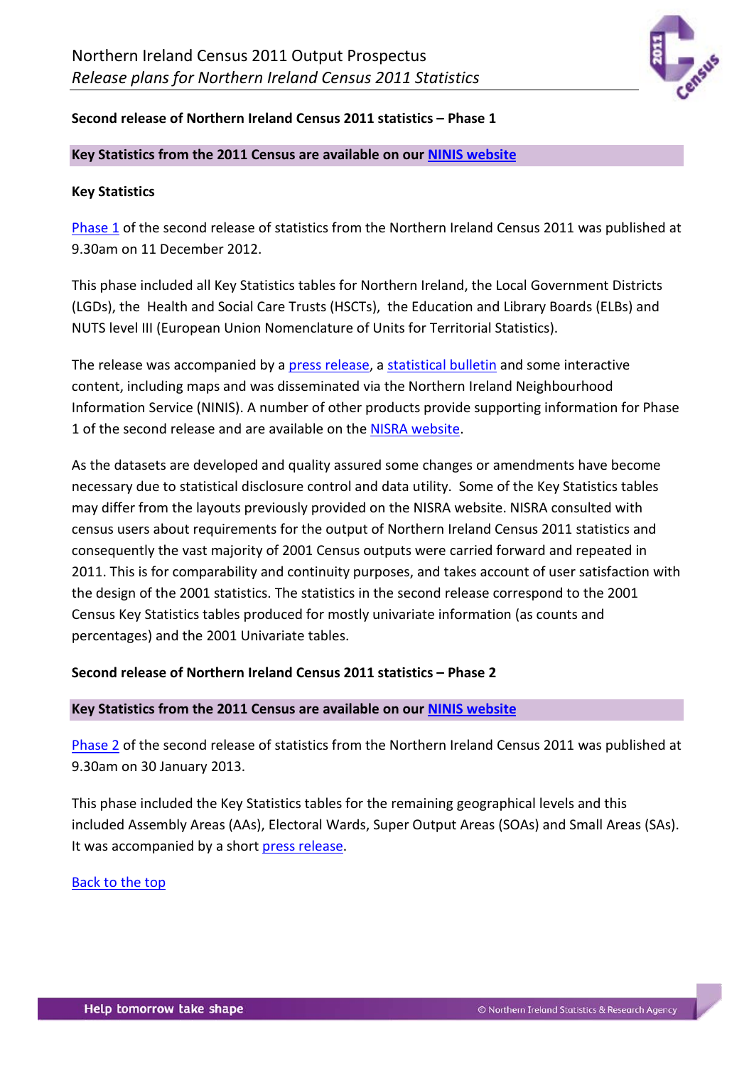**Second release of Northern Ireland Census 2011 statistics – Phase 1**

**Key Statistics from the 2011 Census are available on our NINIS website**

**Key Statistics**

Phase 1 of the second release of statistics from the Northern Ireland Census 2011 was published at 9.30am on 11 December 2012.

This phase included all Key Statistics tables for Northern Ireland, the Local Government Districts (LGDs), the Health and Social Care Trusts (HSCTs), the Education and Library Boards (ELBs) and NUTS level III (European Union Nomenclature of Units for Territorial Statistics).

The release was accompanied by a press release, a statistical bulletin and some interactive content, including maps and was disseminated via the Northern Ireland Neighbourhood Information Service (NINIS). A number of other products provide supporting information for Phase 1 of the second release and are available on the NISRA website.

As the datasets are developed and quality assured some changes or amendments have become necessary due to statistical disclosure control and data utility. Some of the Key Statistics tables may differ from the layouts previously provided on the NISRA website. NISRA consulted with census users about requirements for the output of Northern Ireland Census 2011 statistics and consequently the vast majority of 2001 Census outputs were carried forward and repeated in 2011. This is for comparability and continuity purposes, and takes account of user satisfaction with the design of the 2001 statistics. The statistics in the second release correspond to the 2001 Census Key Statistics tables produced for mostly univariate information (as counts and percentages) and the 2001 Univariate tables.

**Second release of Northern Ireland Census 2011 statistics – Phase 2**

**Key Statistics from the 2011 Census are available on our NINIS website**

Phase 2 of the second release of statistics from the Northern Ireland Census 2011 was published at 9.30am on 30 January 2013.

This phase included the Key Statistics tables for the remaining geographical levels and this included Assembly Areas (AAs), Electoral Wards, Super Output Areas (SOAs) and Small Areas (SAs). It was accompanied by a short press release.

Back to the top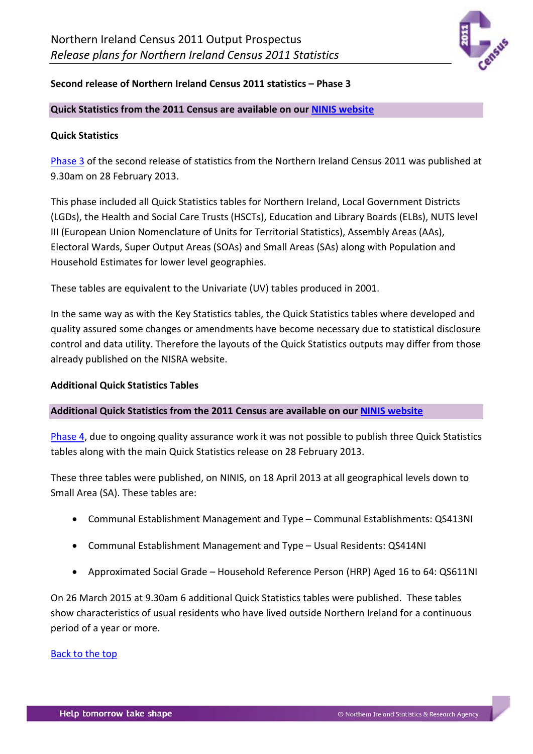**Second release of Northern Ireland Census 2011 statistics – Phase 3**

**Quick Statistics from the 2011 Census are available on our NINIS website**

**Quick Statistics**

Phase 3 of the second release of statistics from the Northern Ireland Census 2011 was published at 9.30am on 28 February 2013.

This phase included all Quick Statistics tables for Northern Ireland, Local Government Districts (LGDs), the Health and Social Care Trusts (HSCTs), Education and Library Boards (ELBs), NUTS level III (European Union Nomenclature of Units for Territorial Statistics), Assembly Areas (AAs), Electoral Wards, Super Output Areas (SOAs) and Small Areas (SAs) along with Population and Household Estimates for lower level geographies.

These tables are equivalent to the Univariate (UV) tables produced in 2001.

In the same way as with the Key Statistics tables, the Quick Statistics tables where developed and quality assured some changes or amendments have become necessary due to statistical disclosure control and data utility. Therefore the layouts of the Quick Statistics outputs may differ from those already published on the NISRA website.

**Additional Quick Statistics Tables**

**Additional Quick Statistics from the 2011 Census are available on our NINIS website**

Phase 4, due to ongoing quality assurance work it was not possible to publish three Quick Statistics tables along with the main Quick Statistics release on 28 February 2013.

These three tables were published, on NINIS, on 18 April 2013 at all geographical levels down to Small Area (SA). These tables are:

- Communal Establishment Management and Type – Communal Establishments: QS413NI
- Communal Establishment Management and Type – Usual Residents: QS414NI
- Approximated Social Grade – Household Reference Person (HRP) Aged 16 to 64: QS611NI

On 26 March 2015 at 9.30am 6 additional Quick Statistics tables were published. These tables show characteristics of usual residents who have lived outside Northern Ireland for a continuous period of a year or more.

Back to the top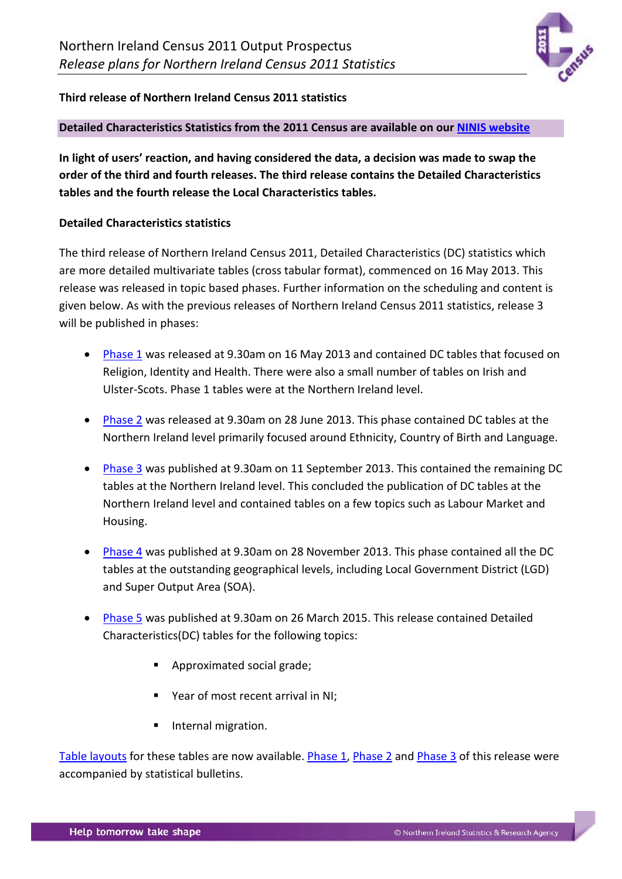**Third release of Northern Ireland Census 2011 statistics**

**Detailed Characteristics Statistics from the 2011 Census are available on our NINIS website**

**In light of users' reaction, and having considered the data, a decision was made to swap the order of the third and fourth releases. The third release contains the Detailed Characteristics tables and the fourth release the Local Characteristics tables.**

**Detailed Characteristics statistics**

The third release of Northern Ireland Census 2011, Detailed Characteristics (DC) statistics which are more detailed multivariate tables (cross tabular format), commenced on 16 May 2013. This release was released in topic based phases. Further information on the scheduling and content is given below. As with the previous releases of Northern Ireland Census 2011 statistics, release 3 will be published in phases:

- Phase 1 was released at 9.30am on 16 May 2013 and contained DC tables that focused on Religion, Identity and Health. There were also a small number of tables on Irish and Ulster-Scots. Phase 1 tables were at the Northern Ireland level.
- Phase 2 was released at 9.30am on 28 June 2013. This phase contained DC tables at the Northern Ireland level primarily focused around Ethnicity, Country of Birth and Language.
- Phase 3 was published at 9.30am on 11 September 2013. This contained the remaining DC tables at the Northern Ireland level. This concluded the publication of DC tables at the Northern Ireland level and contained tables on a few topics such as Labour Market and Housing.
- Phase 4 was published at 9.30am on 28 November 2013. This phase contained all the DC tables at the outstanding geographical levels, including Local Government District (LGD) and Super Output Area (SOA).
- Phase 5 was published at 9.30am on 26 March 2015. This release contained Detailed Characteristics(DC) tables for the following topics:
    - Approximated social grade;
    - Year of most recent arrival in NI;
    - Internal migration.

Table layouts for these tables are now available. Phase 1, Phase 2 and Phase 3 of this release were accompanied by statistical bulletins.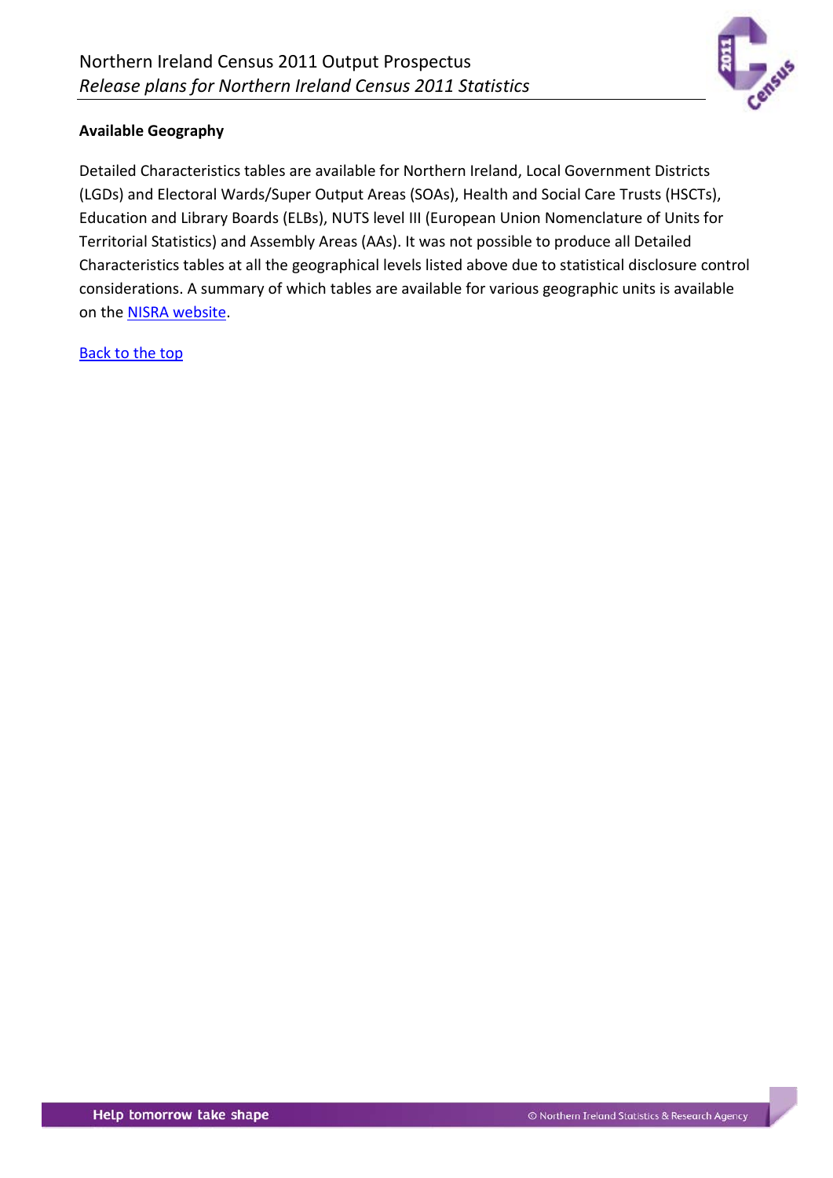**Available Geography**

Detailed Characteristics tables are available for Northern Ireland, Local Government Districts (LGDs) and Electoral Wards/Super Output Areas (SOAs), Health and Social Care Trusts (HSCTs), Education and Library Boards (ELBs), NUTS level III (European Union Nomenclature of Units for Territorial Statistics) and Assembly Areas (AAs). It was not possible to produce all Detailed Characteristics tables at all the geographical levels listed above due to statistical disclosure control considerations. A summary of which tables are available for various geographic units is available on the NISRA website.

Back to the top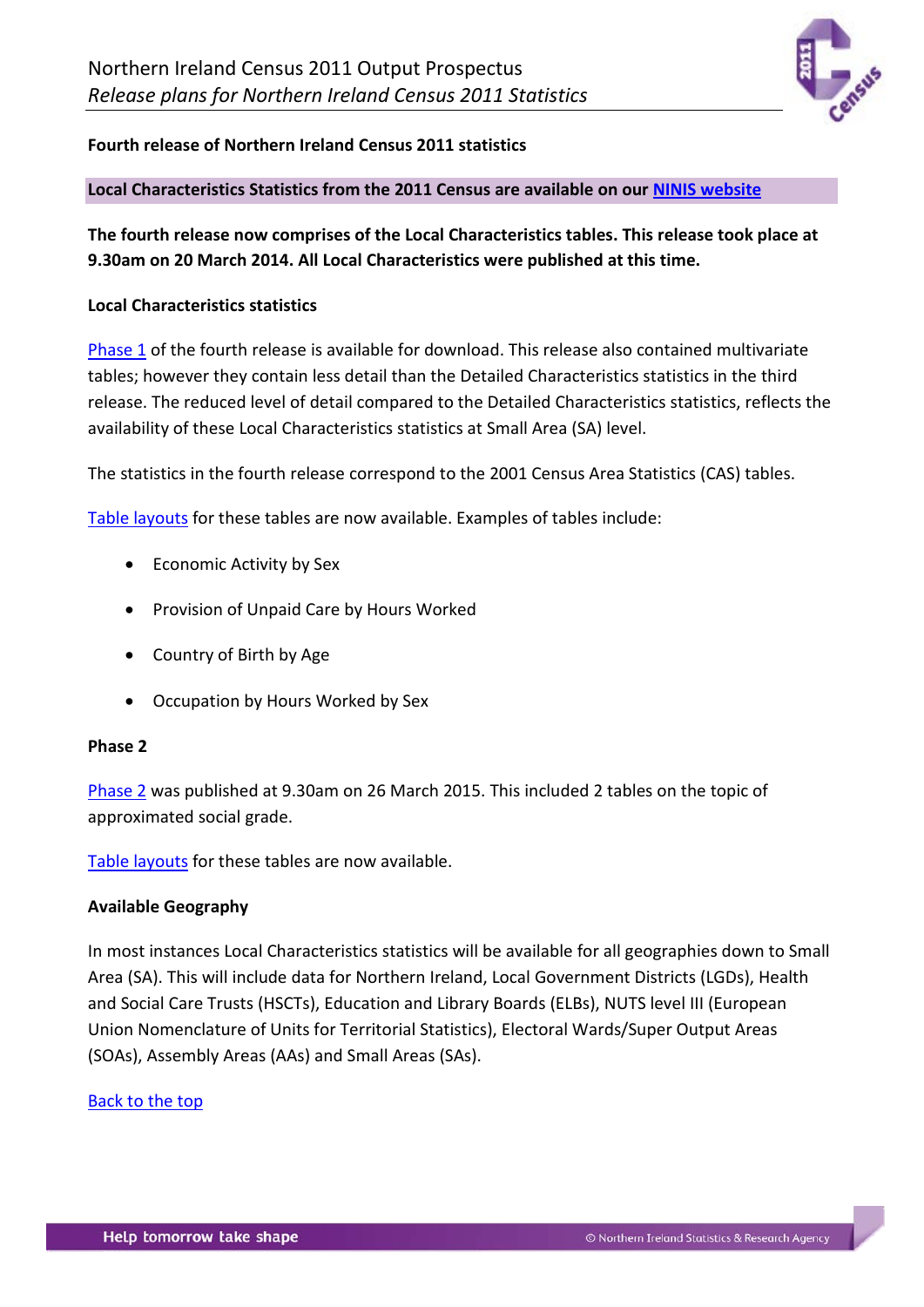**Fourth release of Northern Ireland Census 2011 statistics**

**Local Characteristics Statistics from the 2011 Census are available on our NINIS website**

**The fourth release now comprises of the Local Characteristics tables. This release took place at 9.30am on 20 March 2014. All Local Characteristics were published at this time.**

**Local Characteristics statistics**

Phase 1 of the fourth release is available for download. This release also contained multivariate tables; however they contain less detail than the Detailed Characteristics statistics in the third release. The reduced level of detail compared to the Detailed Characteristics statistics, reflects the availability of these Local Characteristics statistics at Small Area (SA) level.

The statistics in the fourth release correspond to the 2001 Census Area Statistics (CAS) tables.

Table layouts for these tables are now available. Examples of tables include:

- Economic Activity by Sex
- Provision of Unpaid Care by Hours Worked
- Country of Birth by Age
- Occupation by Hours Worked by Sex

**Phase 2**

Phase 2 was published at 9.30am on 26 March 2015. This included 2 tables on the topic of approximated social grade.

Table layouts for these tables are now available.

**Available Geography**

In most instances Local Characteristics statistics will be available for all geographies down to Small Area (SA). This will include data for Northern Ireland, Local Government Districts (LGDs), Health and Social Care Trusts (HSCTs), Education and Library Boards (ELBs), NUTS level III (European Union Nomenclature of Units for Territorial Statistics), Electoral Wards/Super Output Areas (SOAs), Assembly Areas (AAs) and Small Areas (SAs).

Back to the top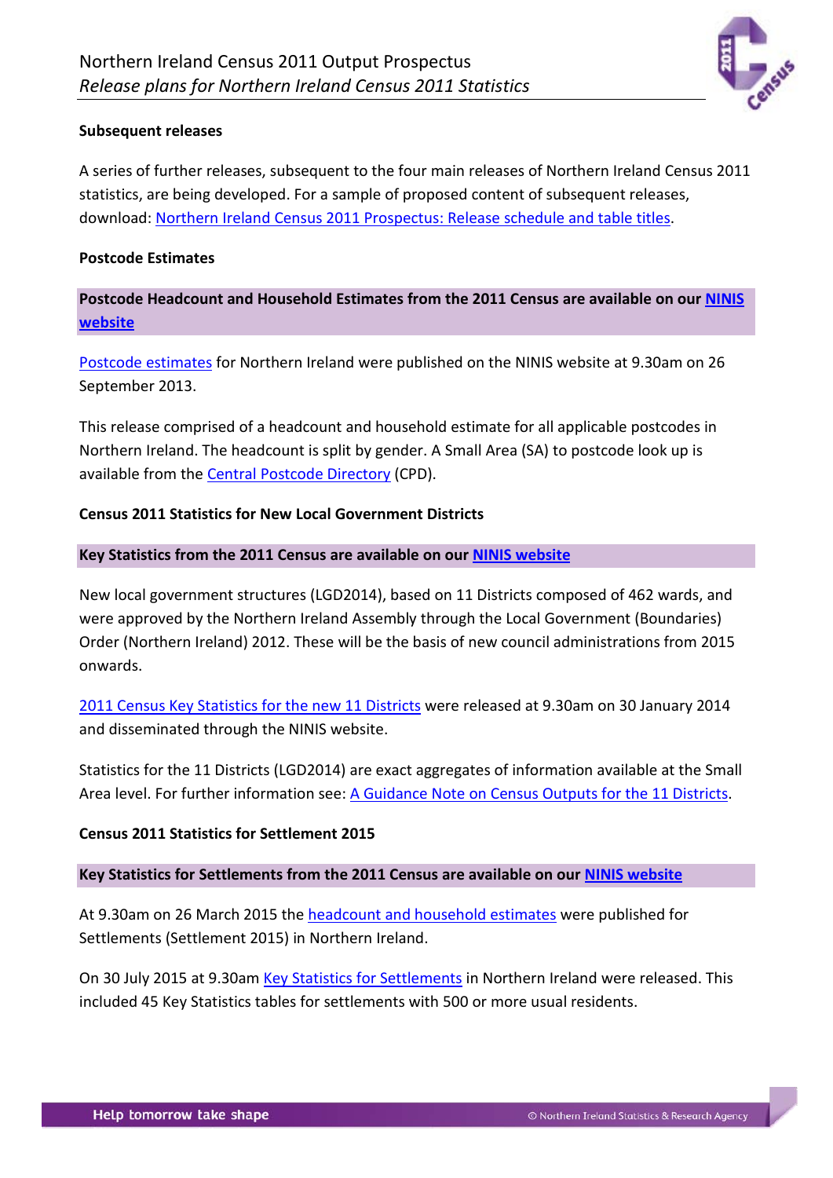**Subsequent releases**

A series of further releases, subsequent to the four main releases of Northern Ireland Census 2011 statistics, are being developed. For a sample of proposed content of subsequent releases, download: Northern Ireland Census 2011 Prospectus: Release schedule and table titles.

**Postcode Estimates**

**Postcode Headcount and Household Estimates from the 2011 Census are available on our NINIS website**

Postcode estimates for Northern Ireland were published on the NINIS website at 9.30am on 26 September 2013.

This release comprised of a headcount and household estimate for all applicable postcodes in Northern Ireland. The headcount is split by gender. A Small Area (SA) to postcode look up is available from the Central Postcode Directory (CPD).

**Census 2011 Statistics for New Local Government Districts**

**Key Statistics from the 2011 Census are available on our NINIS website**

New local government structures (LGD2014), based on 11 Districts composed of 462 wards, and were approved by the Northern Ireland Assembly through the Local Government (Boundaries) Order (Northern Ireland) 2012. These will be the basis of new council administrations from 2015 onwards.

2011 Census Key Statistics for the new 11 Districts were released at 9.30am on 30 January 2014 and disseminated through the NINIS website.

Statistics for the 11 Districts (LGD2014) are exact aggregates of information available at the Small Area level. For further information see: A Guidance Note on Census Outputs for the 11 Districts.

**Census 2011 Statistics for Settlement 2015**

**Key Statistics for Settlements from the 2011 Census are available on our NINIS website**

At 9.30am on 26 March 2015 the headcount and household estimates were published for Settlements (Settlement 2015) in Northern Ireland.

On 30 July 2015 at 9.30am Key Statistics for Settlements in Northern Ireland were released. This included 45 Key Statistics tables for settlements with 500 or more usual residents.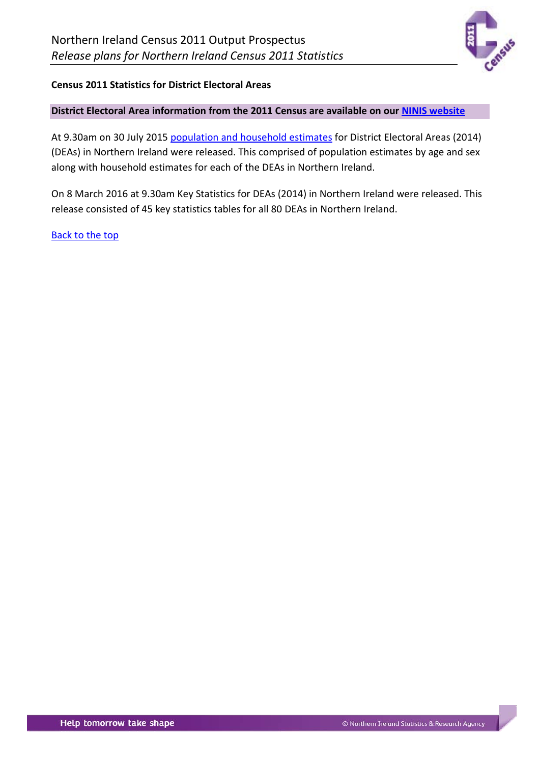**Census 2011 Statistics for District Electoral Areas**

**District Electoral Area information from the 2011 Census are available on our NINIS website**

At 9.30am on 30 July 2015 population and household estimates for District Electoral Areas (2014) (DEAs) in Northern Ireland were released. This comprised of population estimates by age and sex along with household estimates for each of the DEAs in Northern Ireland.

On 8 March 2016 at 9.30am Key Statistics for DEAs (2014) in Northern Ireland were released. This release consisted of 45 key statistics tables for all 80 DEAs in Northern Ireland.

Back to the top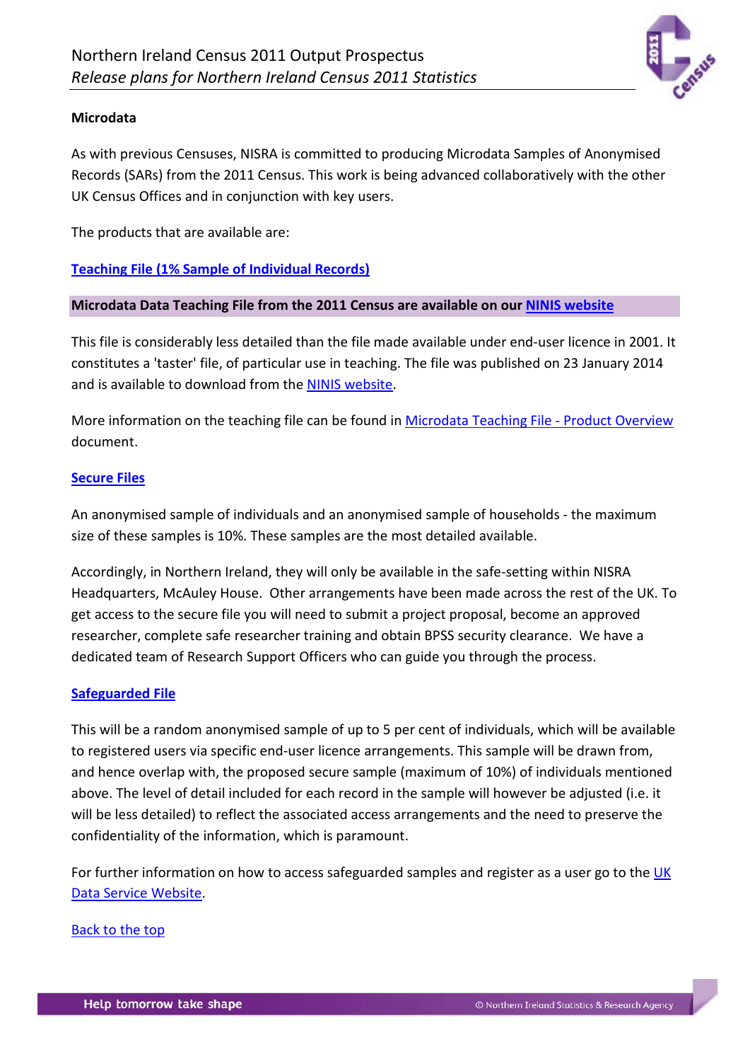**Microdata**

As with previous Censuses, NISRA is committed to producing Microdata Samples of Anonymised Records (SARs) from the 2011 Census. This work is being advanced collaboratively with the other UK Census Offices and in conjunction with key users.

The products that are available are:

**Teaching File (1% Sample of Individual Records)**

**Microdata Data Teaching File from the 2011 Census are available on our NINIS website**

This file is considerably less detailed than the file made available under end-user licence in 2001. It constitutes a 'taster' file, of particular use in teaching. The file was published on 23 January 2014 and is available to download from the NINIS website.

More information on the teaching file can be found in Microdata Teaching File - Product Overview document.

**Secure Files**

An anonymised sample of individuals and an anonymised sample of households - the maximum size of these samples is 10%. These samples are the most detailed available.

Accordingly, in Northern Ireland, they will only be available in the safe-setting within NISRA Headquarters, McAuley House. Other arrangements have been made across the rest of the UK. To get access to the secure file you will need to submit a project proposal, become an approved researcher, complete safe researcher training and obtain BPSS security clearance. We have a dedicated team of Research Support Officers who can guide you through the process.

**Safeguarded File**

This will be a random anonymised sample of up to 5 per cent of individuals, which will be available to registered users via specific end-user licence arrangements. This sample will be drawn from, and hence overlap with, the proposed secure sample (maximum of 10%) of individuals mentioned above. The level of detail included for each record in the sample will however be adjusted (i.e. it will be less detailed) to reflect the associated access arrangements and the need to preserve the confidentiality of the information, which is paramount.

For further information on how to access safeguarded samples and register as a user go to the UK Data Service Website.

Back to the top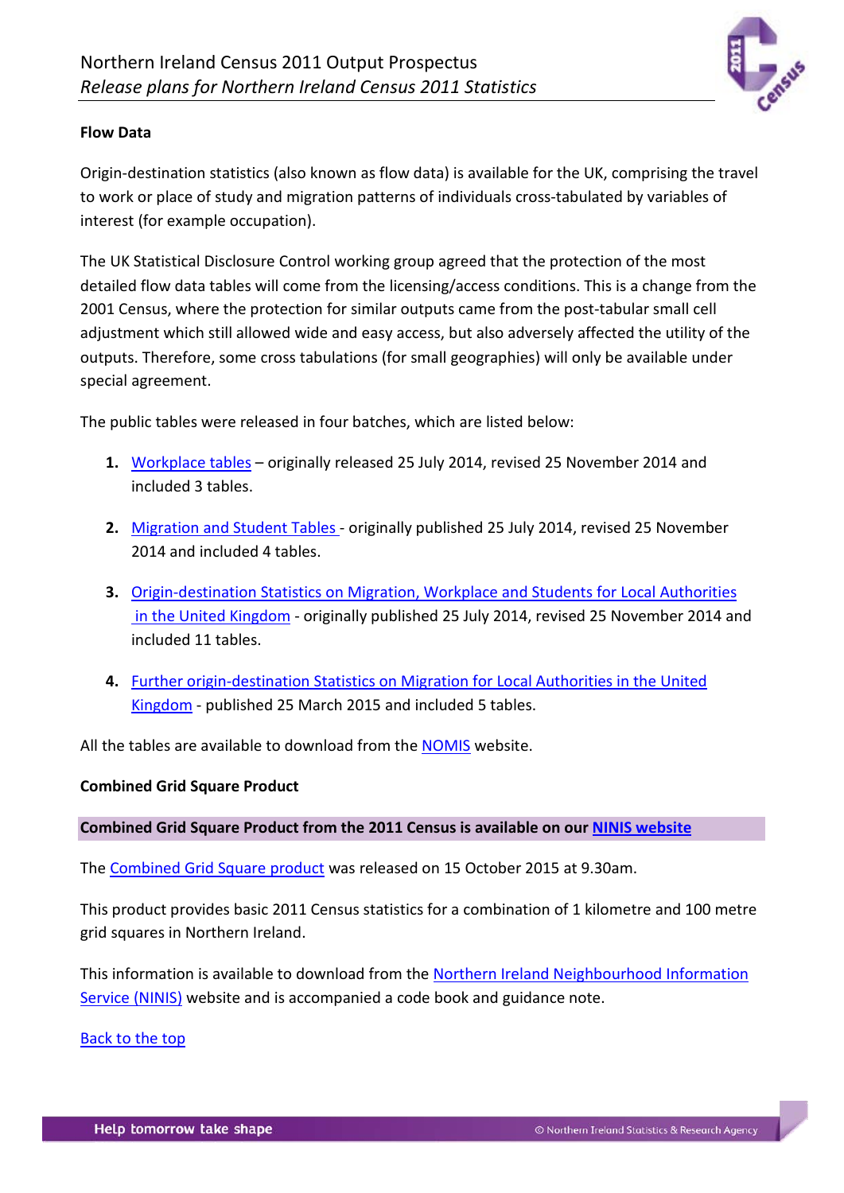**Flow Data**

Origin-destination statistics (also known as flow data) is available for the UK, comprising the travel to work or place of study and migration patterns of individuals cross-tabulated by variables of interest (for example occupation).

The UK Statistical Disclosure Control working group agreed that the protection of the most detailed flow data tables will come from the licensing/access conditions. This is a change from the 2001 Census, where the protection for similar outputs came from the post-tabular small cell adjustment which still allowed wide and easy access, but also adversely affected the utility of the outputs. Therefore, some cross tabulations (for small geographies) will only be available under special agreement.

The public tables were released in four batches, which are listed below:

1. Workplace tables – originally released 25 July 2014, revised 25 November 2014 and included 3 tables.
2. Migration and Student Tables - originally published 25 July 2014, revised 25 November 2014 and included 4 tables.
3. Origin-destination Statistics on Migration, Workplace and Students for Local Authorities in the United Kingdom - originally published 25 July 2014, revised 25 November 2014 and included 11 tables.
4. Further origin-destination Statistics on Migration for Local Authorities in the United Kingdom - published 25 March 2015 and included 5 tables.

All the tables are available to download from the NOMIS website.

**Combined Grid Square Product**

**Combined Grid Square Product from the 2011 Census is available on our NINIS website**

The Combined Grid Square product was released on 15 October 2015 at 9.30am.

This product provides basic 2011 Census statistics for a combination of 1 kilometre and 100 metre grid squares in Northern Ireland.

This information is available to download from the Northern Ireland Neighbourhood Information Service (NINIS) website and is accompanied a code book and guidance note.

Back to the top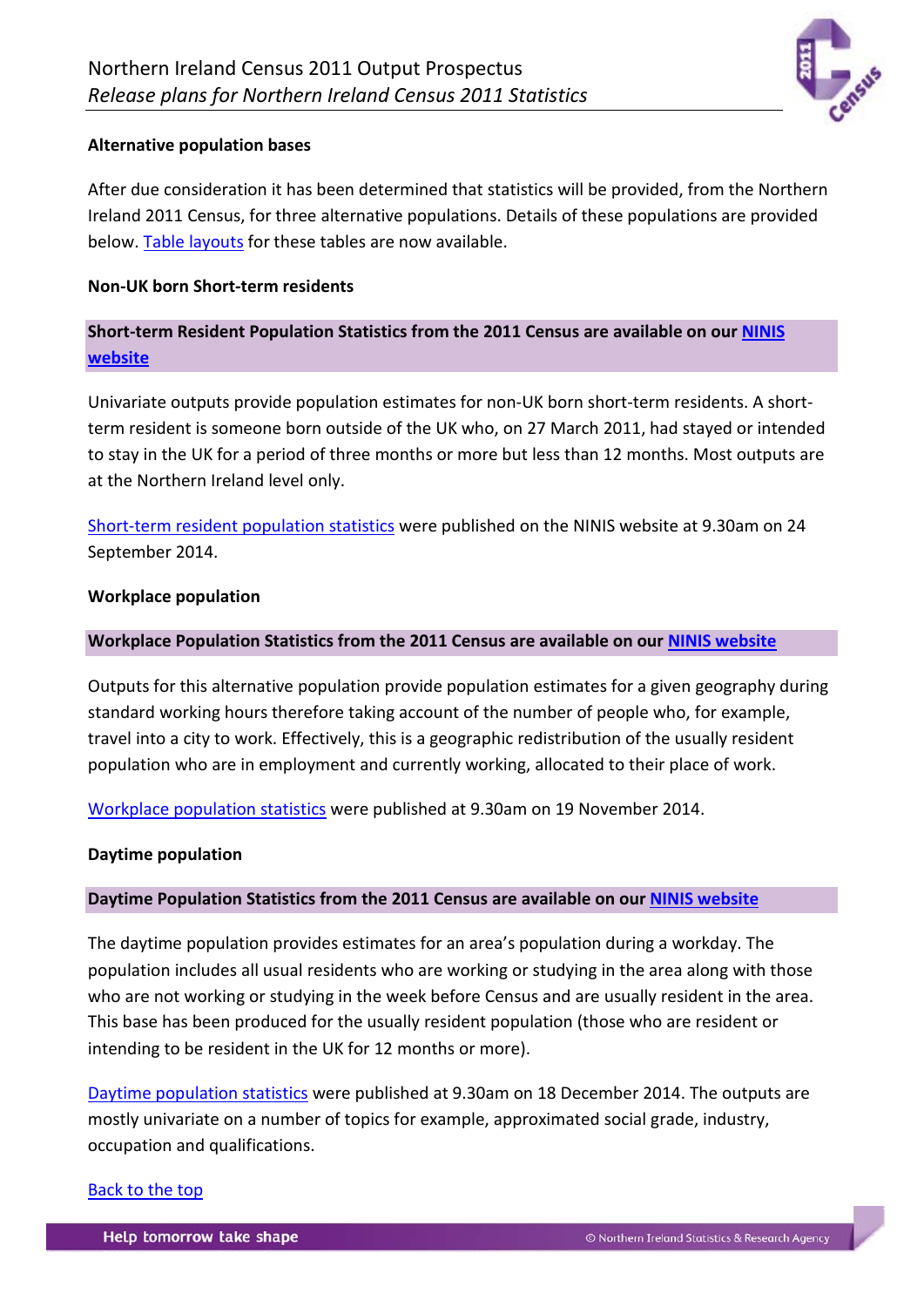**Alternative population bases**

After due consideration it has been determined that statistics will be provided, from the Northern Ireland 2011 Census, for three alternative populations. Details of these populations are provided below. [Table layouts](#) for these tables are now available.

**Non-UK born Short-term residents**

**Short-term Resident Population Statistics from the 2011 Census are available on our [NINIS website](#)**

Univariate outputs provide population estimates for non-UK born short-term residents. A short-term resident is someone born outside of the UK who, on 27 March 2011, had stayed or intended to stay in the UK for a period of three months or more but less than 12 months. Most outputs are at the Northern Ireland level only.

[Short-term resident population statistics](#) were published on the NINIS website at 9.30am on 24 September 2014.

**Workplace population**

**Workplace Population Statistics from the 2011 Census are available on our [NINIS website](#)**

Outputs for this alternative population provide population estimates for a given geography during standard working hours therefore taking account of the number of people who, for example, travel into a city to work. Effectively, this is a geographic redistribution of the usually resident population who are in employment and currently working, allocated to their place of work.

[Workplace population statistics](#) were published at 9.30am on 19 November 2014.

**Daytime population**

**Daytime Population Statistics from the 2011 Census are available on our [NINIS website](#)**

The daytime population provides estimates for an area's population during a workday. The population includes all usual residents who are working or studying in the area along with those who are not working or studying in the week before Census and are usually resident in the area. This base has been produced for the usually resident population (those who are resident or intending to be resident in the UK for 12 months or more).

[Daytime population statistics](#) were published at 9.30am on 18 December 2014. The outputs are mostly univariate on a number of topics for example, approximated social grade, industry, occupation and qualifications.

[Back to the top](#)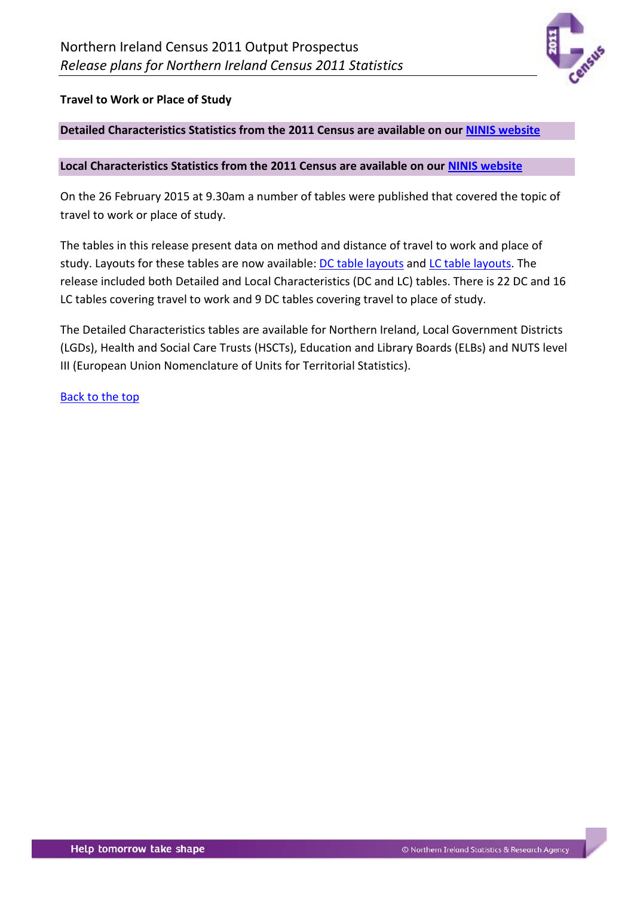**Travel to Work or Place of Study**

**Detailed Characteristics Statistics from the 2011 Census are available on our NINIS website**

**Local Characteristics Statistics from the 2011 Census are available on our NINIS website**

On the 26 February 2015 at 9.30am a number of tables were published that covered the topic of travel to work or place of study.

The tables in this release present data on method and distance of travel to work and place of study. Layouts for these tables are now available: DC table layouts and LC table layouts. The release included both Detailed and Local Characteristics (DC and LC) tables. There is 22 DC and 16 LC tables covering travel to work and 9 DC tables covering travel to place of study.

The Detailed Characteristics tables are available for Northern Ireland, Local Government Districts (LGDs), Health and Social Care Trusts (HSCTs), Education and Library Boards (ELBs) and NUTS level III (European Union Nomenclature of Units for Territorial Statistics).

Back to the top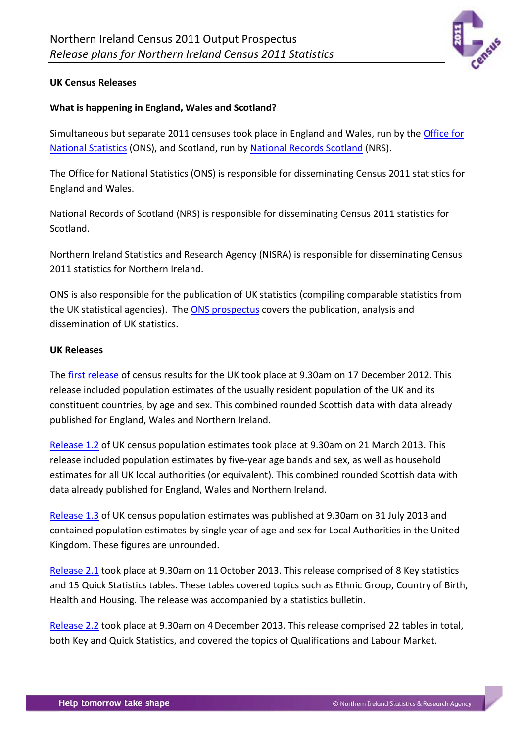**UK Census Releases**

**What is happening in England, Wales and Scotland?**

Simultaneous but separate 2011 censuses took place in England and Wales, run by the Office for National Statistics (ONS), and Scotland, run by National Records Scotland (NRS).

The Office for National Statistics (ONS) is responsible for disseminating Census 2011 statistics for England and Wales.

National Records of Scotland (NRS) is responsible for disseminating Census 2011 statistics for Scotland.

Northern Ireland Statistics and Research Agency (NISRA) is responsible for disseminating Census 2011 statistics for Northern Ireland.

ONS is also responsible for the publication of UK statistics (compiling comparable statistics from the UK statistical agencies). The ONS prospectus covers the publication, analysis and dissemination of UK statistics.

**UK Releases**

The first release of census results for the UK took place at 9.30am on 17 December 2012. This release included population estimates of the usually resident population of the UK and its constituent countries, by age and sex. This combined rounded Scottish data with data already published for England, Wales and Northern Ireland.

Release 1.2 of UK census population estimates took place at 9.30am on 21 March 2013. This release included population estimates by five-year age bands and sex, as well as household estimates for all UK local authorities (or equivalent). This combined rounded Scottish data with data already published for England, Wales and Northern Ireland.

Release 1.3 of UK census population estimates was published at 9.30am on 31 July 2013 and contained population estimates by single year of age and sex for Local Authorities in the United Kingdom. These figures are unrounded.

Release 2.1 took place at 9.30am on 11 October 2013. This release comprised of 8 Key statistics and 15 Quick Statistics tables. These tables covered topics such as Ethnic Group, Country of Birth, Health and Housing. The release was accompanied by a statistics bulletin.

Release 2.2 took place at 9.30am on 4 December 2013. This release comprised 22 tables in total, both Key and Quick Statistics, and covered the topics of Qualifications and Labour Market.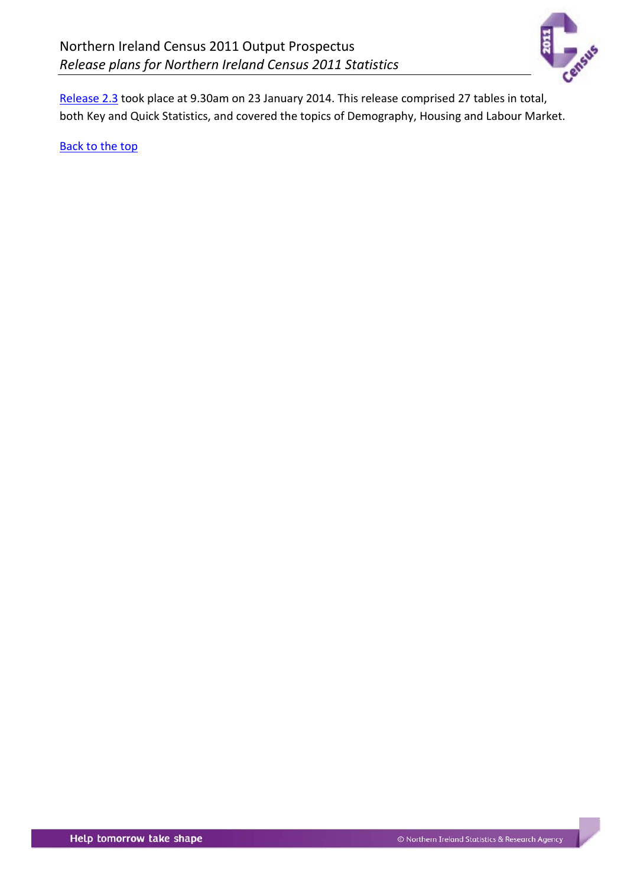[Release 2.3] took place at 9.30am on 23 January 2014. This release comprised 27 tables in total, both Key and Quick Statistics, and covered the topics of Demography, Housing and Labour Market.

[Back to the top]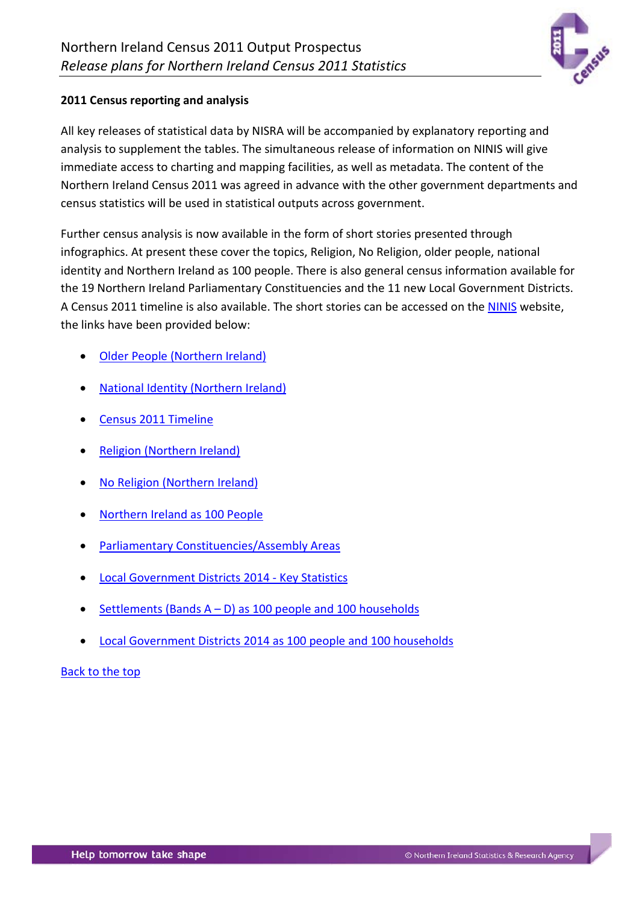## 2011 Census reporting and analysis

All key releases of statistical data by NISRA will be accompanied by explanatory reporting and analysis to supplement the tables. The simultaneous release of information on NINIS will give immediate access to charting and mapping facilities, as well as metadata. The content of the Northern Ireland Census 2011 was agreed in advance with the other government departments and census statistics will be used in statistical outputs across government.

Further census analysis is now available in the form of short stories presented through infographics. At present these cover the topics, Religion, No Religion, older people, national identity and Northern Ireland as 100 people. There is also general census information available for the 19 Northern Ireland Parliamentary Constituencies and the 11 new Local Government Districts. A Census 2011 timeline is also available. The short stories can be accessed on the NINIS website, the links have been provided below:

- Older People (Northern Ireland)
- National Identity (Northern Ireland)
- Census 2011 Timeline
- Religion (Northern Ireland)
- No Religion (Northern Ireland)
- Northern Ireland as 100 People
- Parliamentary Constituencies/Assembly Areas
- Local Government Districts 2014 - Key Statistics
- Settlements (Bands A – D) as 100 people and 100 households
- Local Government Districts 2014 as 100 people and 100 households

Back to the top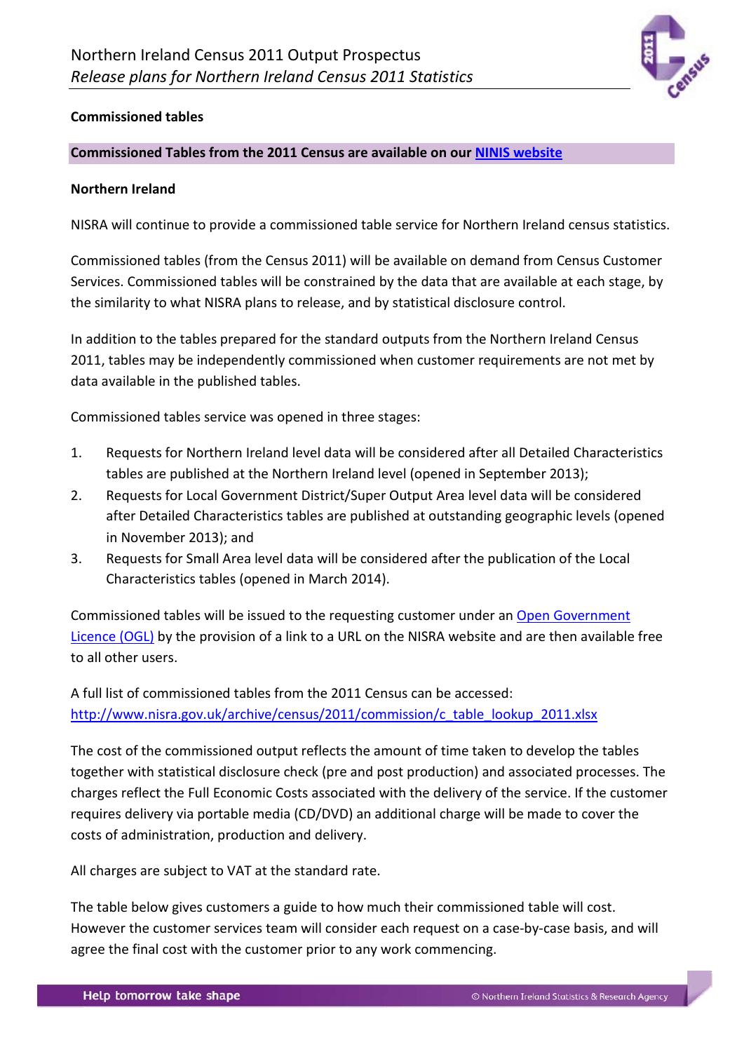**Commissioned tables**

**Commissioned Tables from the 2011 Census are available on our [NINIS website]()**

**Northern Ireland**

NISRA will continue to provide a commissioned table service for Northern Ireland census statistics.

Commissioned tables (from the Census 2011) will be available on demand from Census Customer Services. Commissioned tables will be constrained by the data that are available at each stage, by the similarity to what NISRA plans to release, and by statistical disclosure control.

In addition to the tables prepared for the standard outputs from the Northern Ireland Census 2011, tables may be independently commissioned when customer requirements are not met by data available in the published tables.

Commissioned tables service was opened in three stages:

1. Requests for Northern Ireland level data will be considered after all Detailed Characteristics tables are published at the Northern Ireland level (opened in September 2013);
2. Requests for Local Government District/Super Output Area level data will be considered after Detailed Characteristics tables are published at outstanding geographic levels (opened in November 2013); and
3. Requests for Small Area level data will be considered after the publication of the Local Characteristics tables (opened in March 2014).

Commissioned tables will be issued to the requesting customer under an Open Government Licence (OGL) by the provision of a link to a URL on the NISRA website and are then available free to all other users.

A full list of commissioned tables from the 2011 Census can be accessed:
http://www.nisra.gov.uk/archive/census/2011/commission/c_table_lookup_2011.xlsx

The cost of the commissioned output reflects the amount of time taken to develop the tables together with statistical disclosure check (pre and post production) and associated processes. The charges reflect the Full Economic Costs associated with the delivery of the service. If the customer requires delivery via portable media (CD/DVD) an additional charge will be made to cover the costs of administration, production and delivery.

All charges are subject to VAT at the standard rate.

The table below gives customers a guide to how much their commissioned table will cost. However the customer services team will consider each request on a case-by-case basis, and will agree the final cost with the customer prior to any work commencing.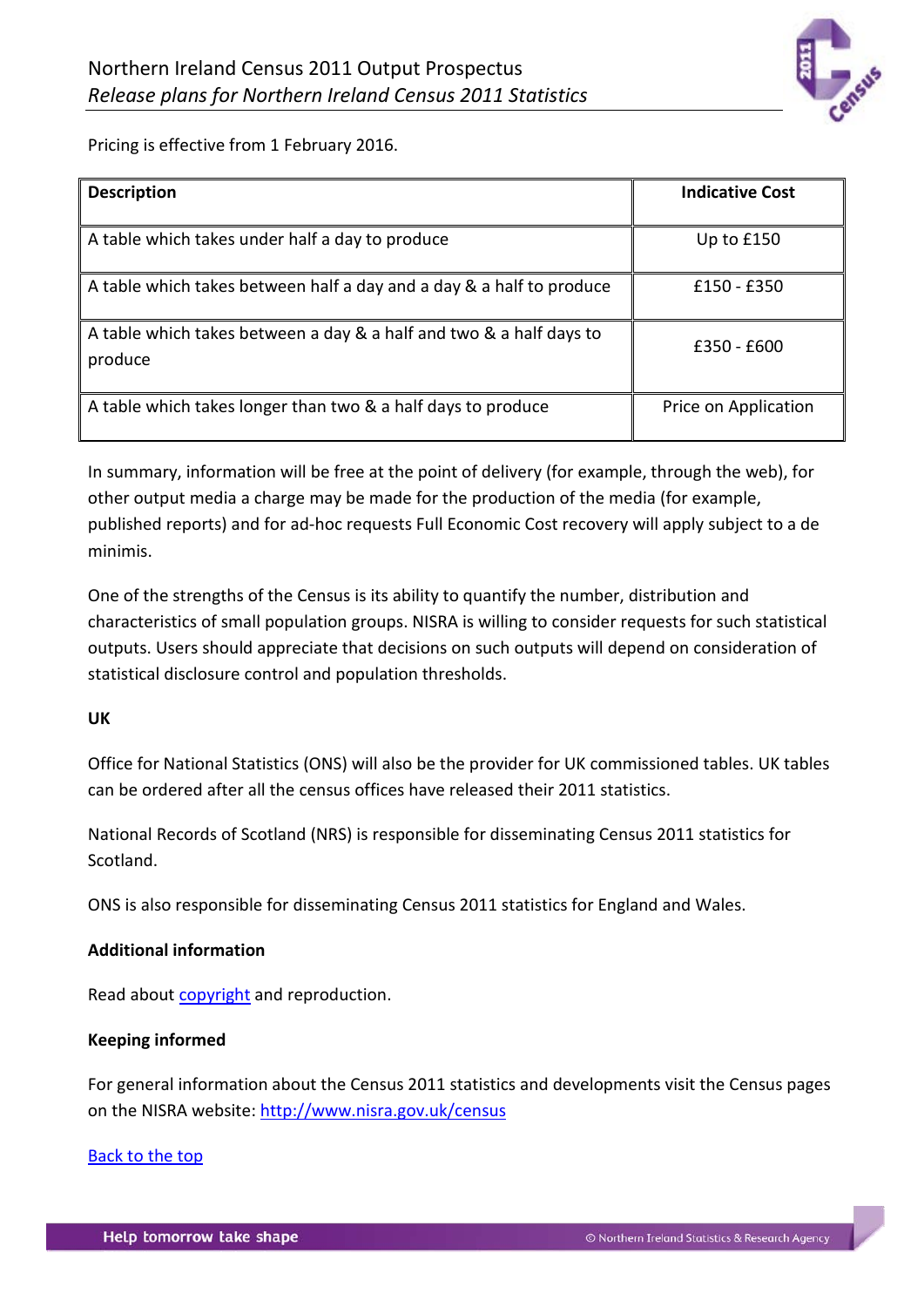Pricing is effective from 1 February 2016.

| Description | Indicative Cost |
|---|---|
| A table which takes under half a day to produce | Up to £150 |
| A table which takes between half a day and a day & a half to produce | £150 - £350 |
| A table which takes between a day & a half and two & a half days to produce | £350 - £600 |
| A table which takes longer than two & a half days to produce | Price on Application |

In summary, information will be free at the point of delivery (for example, through the web), for other output media a charge may be made for the production of the media (for example, published reports) and for ad-hoc requests Full Economic Cost recovery will apply subject to a de minimis.

One of the strengths of the Census is its ability to quantify the number, distribution and characteristics of small population groups. NISRA is willing to consider requests for such statistical outputs. Users should appreciate that decisions on such outputs will depend on consideration of statistical disclosure control and population thresholds.

**UK**

Office for National Statistics (ONS) will also be the provider for UK commissioned tables. UK tables can be ordered after all the census offices have released their 2011 statistics.

National Records of Scotland (NRS) is responsible for disseminating Census 2011 statistics for Scotland.

ONS is also responsible for disseminating Census 2011 statistics for England and Wales.

**Additional information**

Read about copyright and reproduction.

**Keeping informed**

For general information about the Census 2011 statistics and developments visit the Census pages on the NISRA website: http://www.nisra.gov.uk/census

Back to the top